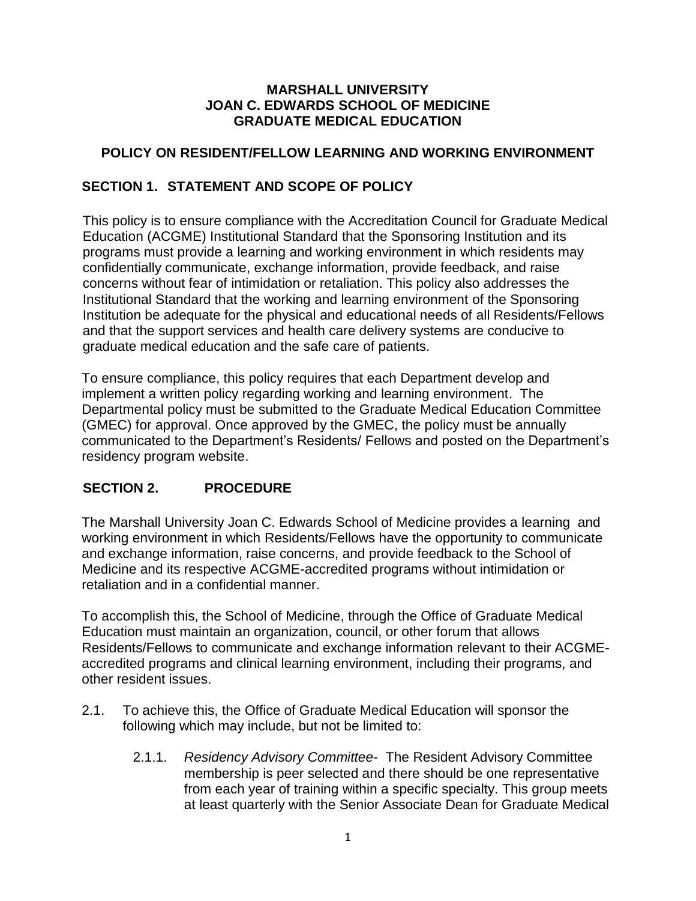**MARSHALL UNIVERSITY**
**JOAN C. EDWARDS SCHOOL OF MEDICINE**
**GRADUATE MEDICAL EDUCATION**

# POLICY ON RESIDENT/FELLOW LEARNING AND WORKING ENVIRONMENT

## SECTION 1. STATEMENT AND SCOPE OF POLICY

This policy is to ensure compliance with the Accreditation Council for Graduate Medical Education (ACGME) Institutional Standard that the Sponsoring Institution and its programs must provide a learning and working environment in which residents may confidentially communicate, exchange information, provide feedback, and raise concerns without fear of intimidation or retaliation. This policy also addresses the Institutional Standard that the working and learning environment of the Sponsoring Institution be adequate for the physical and educational needs of all Residents/Fellows and that the support services and health care delivery systems are conducive to graduate medical education and the safe care of patients.

To ensure compliance, this policy requires that each Department develop and implement a written policy regarding working and learning environment. The Departmental policy must be submitted to the Graduate Medical Education Committee (GMEC) for approval. Once approved by the GMEC, the policy must be annually communicated to the Department's Residents/ Fellows and posted on the Department's residency program website.

## SECTION 2. PROCEDURE

The Marshall University Joan C. Edwards School of Medicine provides a learning and working environment in which Residents/Fellows have the opportunity to communicate and exchange information, raise concerns, and provide feedback to the School of Medicine and its respective ACGME-accredited programs without intimidation or retaliation and in a confidential manner.

To accomplish this, the School of Medicine, through the Office of Graduate Medical Education must maintain an organization, council, or other forum that allows Residents/Fellows to communicate and exchange information relevant to their ACGME-accredited programs and clinical learning environment, including their programs, and other resident issues.

2.1. To achieve this, the Office of Graduate Medical Education will sponsor the following which may include, but not be limited to:

2.1.1. *Residency Advisory Committee*- The Resident Advisory Committee membership is peer selected and there should be one representative from each year of training within a specific specialty. This group meets at least quarterly with the Senior Associate Dean for Graduate Medical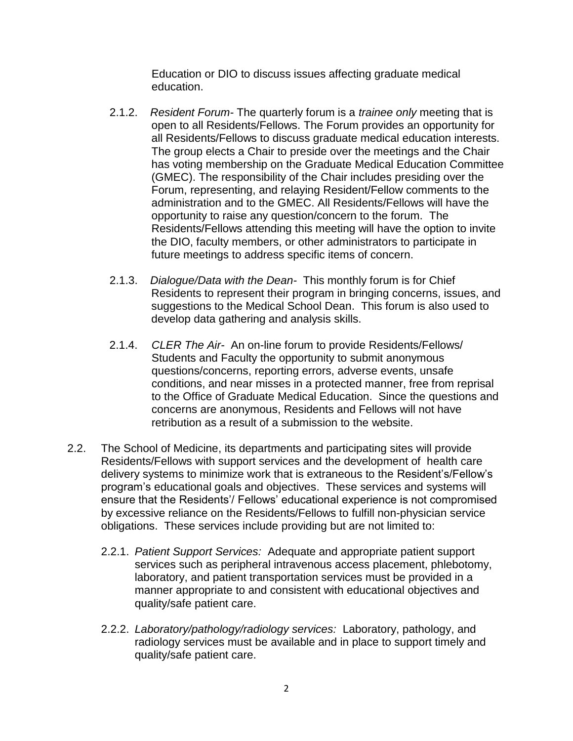Education or DIO to discuss issues affecting graduate medical education.

2.1.2. *Resident Forum*- The quarterly forum is a *trainee only* meeting that is open to all Residents/Fellows. The Forum provides an opportunity for all Residents/Fellows to discuss graduate medical education interests. The group elects a Chair to preside over the meetings and the Chair has voting membership on the Graduate Medical Education Committee (GMEC). The responsibility of the Chair includes presiding over the Forum, representing, and relaying Resident/Fellow comments to the administration and to the GMEC. All Residents/Fellows will have the opportunity to raise any question/concern to the forum. The Residents/Fellows attending this meeting will have the option to invite the DIO, faculty members, or other administrators to participate in future meetings to address specific items of concern.

2.1.3. *Dialogue/Data with the Dean*- This monthly forum is for Chief Residents to represent their program in bringing concerns, issues, and suggestions to the Medical School Dean. This forum is also used to develop data gathering and analysis skills.

2.1.4. *CLER The Air*- An on-line forum to provide Residents/Fellows/ Students and Faculty the opportunity to submit anonymous questions/concerns, reporting errors, adverse events, unsafe conditions, and near misses in a protected manner, free from reprisal to the Office of Graduate Medical Education. Since the questions and concerns are anonymous, Residents and Fellows will not have retribution as a result of a submission to the website.

2.2. The School of Medicine, its departments and participating sites will provide Residents/Fellows with support services and the development of health care delivery systems to minimize work that is extraneous to the Resident's/Fellow's program's educational goals and objectives. These services and systems will ensure that the Residents'/ Fellows' educational experience is not compromised by excessive reliance on the Residents/Fellows to fulfill non-physician service obligations. These services include providing but are not limited to:

2.2.1. *Patient Support Services:* Adequate and appropriate patient support services such as peripheral intravenous access placement, phlebotomy, laboratory, and patient transportation services must be provided in a manner appropriate to and consistent with educational objectives and quality/safe patient care.

2.2.2. *Laboratory/pathology/radiology services:* Laboratory, pathology, and radiology services must be available and in place to support timely and quality/safe patient care.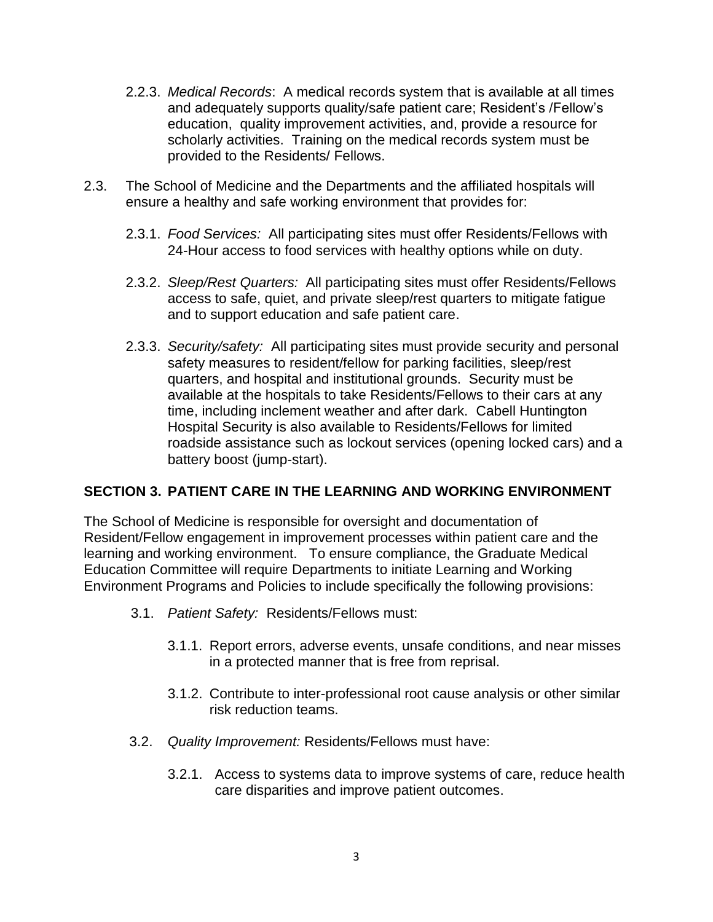2.2.3. *Medical Records*: A medical records system that is available at all times and adequately supports quality/safe patient care; Resident's /Fellow's education, quality improvement activities, and, provide a resource for scholarly activities. Training on the medical records system must be provided to the Residents/ Fellows.

2.3. The School of Medicine and the Departments and the affiliated hospitals will ensure a healthy and safe working environment that provides for:

2.3.1. *Food Services:* All participating sites must offer Residents/Fellows with 24-Hour access to food services with healthy options while on duty.

2.3.2. *Sleep/Rest Quarters:* All participating sites must offer Residents/Fellows access to safe, quiet, and private sleep/rest quarters to mitigate fatigue and to support education and safe patient care.

2.3.3. *Security/safety:* All participating sites must provide security and personal safety measures to resident/fellow for parking facilities, sleep/rest quarters, and hospital and institutional grounds. Security must be available at the hospitals to take Residents/Fellows to their cars at any time, including inclement weather and after dark. Cabell Huntington Hospital Security is also available to Residents/Fellows for limited roadside assistance such as lockout services (opening locked cars) and a battery boost (jump-start).

## SECTION 3. PATIENT CARE IN THE LEARNING AND WORKING ENVIRONMENT

The School of Medicine is responsible for oversight and documentation of Resident/Fellow engagement in improvement processes within patient care and the learning and working environment. To ensure compliance, the Graduate Medical Education Committee will require Departments to initiate Learning and Working Environment Programs and Policies to include specifically the following provisions:

3.1. *Patient Safety:* Residents/Fellows must:

3.1.1. Report errors, adverse events, unsafe conditions, and near misses in a protected manner that is free from reprisal.

3.1.2. Contribute to inter-professional root cause analysis or other similar risk reduction teams.

3.2. *Quality Improvement:* Residents/Fellows must have:

3.2.1. Access to systems data to improve systems of care, reduce health care disparities and improve patient outcomes.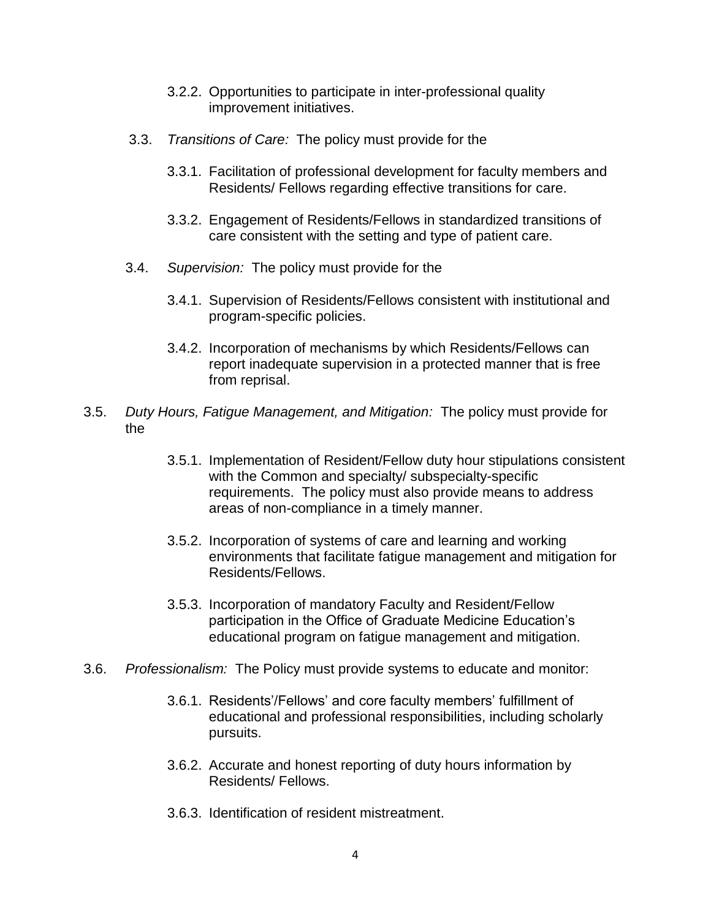3.2.2. Opportunities to participate in inter-professional quality improvement initiatives.

3.3. *Transitions of Care:* The policy must provide for the

3.3.1. Facilitation of professional development for faculty members and Residents/ Fellows regarding effective transitions for care.

3.3.2. Engagement of Residents/Fellows in standardized transitions of care consistent with the setting and type of patient care.

3.4. *Supervision:* The policy must provide for the

3.4.1. Supervision of Residents/Fellows consistent with institutional and program-specific policies.

3.4.2. Incorporation of mechanisms by which Residents/Fellows can report inadequate supervision in a protected manner that is free from reprisal.

3.5. *Duty Hours, Fatigue Management, and Mitigation:* The policy must provide for the

3.5.1. Implementation of Resident/Fellow duty hour stipulations consistent with the Common and specialty/ subspecialty-specific requirements. The policy must also provide means to address areas of non-compliance in a timely manner.

3.5.2. Incorporation of systems of care and learning and working environments that facilitate fatigue management and mitigation for Residents/Fellows.

3.5.3. Incorporation of mandatory Faculty and Resident/Fellow participation in the Office of Graduate Medicine Education's educational program on fatigue management and mitigation.

3.6. *Professionalism:* The Policy must provide systems to educate and monitor:

3.6.1. Residents'/Fellows' and core faculty members' fulfillment of educational and professional responsibilities, including scholarly pursuits.

3.6.2. Accurate and honest reporting of duty hours information by Residents/ Fellows.

3.6.3. Identification of resident mistreatment.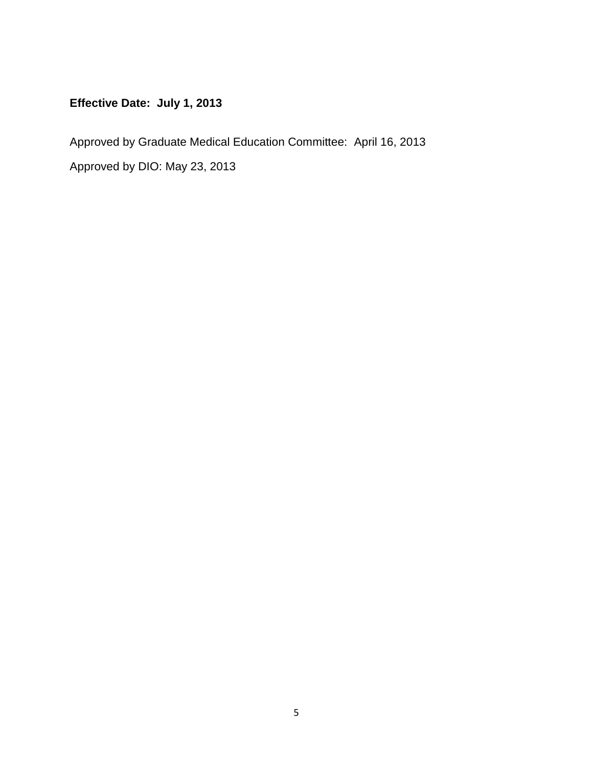**Effective Date:  July 1, 2013**

Approved by Graduate Medical Education Committee:  April 16, 2013

Approved by DIO: May 23, 2013